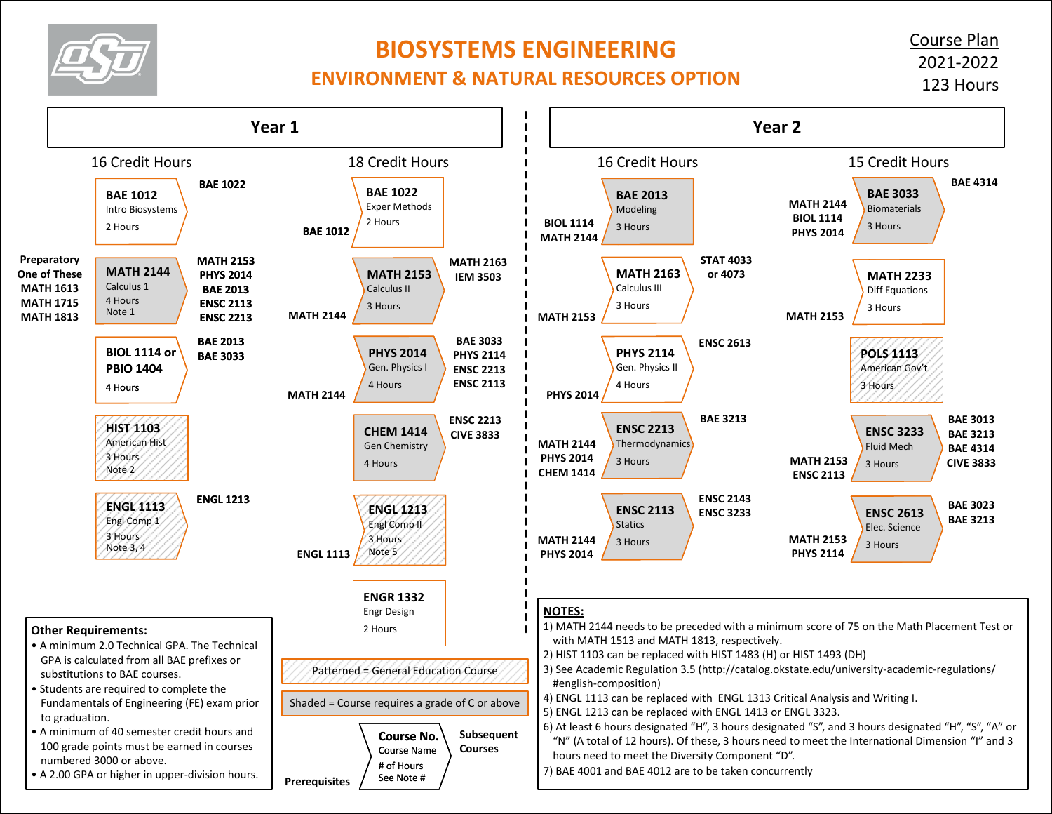# BIOSYSTEMS ENGINEERING
## ENVIRONMENT & NATURAL RESOURCES OPTION

Course Plan
2021-2022
123 Hours

## Year 1

### 16 Credit Hours

| Prerequisites | Course | Subsequent Courses |
|---|---|---|
| | **BAE 1012** Intro Biosystems, 2 Hours | BAE 1022 |
| Preparatory One of These: MATH 1613, MATH 1715, MATH 1813 | **MATH 2144** Calculus 1, 4 Hours, Note 1 | MATH 2153, PHYS 2014, BAE 2013, ENSC 2113, ENSC 2213 |
| | **BIOL 1114 or PBIO 1404** 4 Hours | BAE 2013, BAE 3033 |
| | **HIST 1103** American Hist, 3 Hours, Note 2 | |
| | **ENGL 1113** Engl Comp 1, 3 Hours, Note 3, 4 | ENGL 1213 |

### 18 Credit Hours

| Prerequisites | Course | Subsequent Courses |
|---|---|---|
| BAE 1012 | **BAE 1022** Exper Methods, 2 Hours | |
| MATH 2144 | **MATH 2153** Calculus II, 3 Hours | MATH 2163, IEM 3503 |
| MATH 2144 | **PHYS 2014** Gen. Physics I, 4 Hours | BAE 3033, PHYS 2114, ENSC 2213, ENSC 2113 |
| | **CHEM 1414** Gen Chemistry, 4 Hours | ENSC 2213, CIVE 3833 |
| ENGL 1113 | **ENGL 1213** Engl Comp II, 3 Hours, Note 5 | |
| | **ENGR 1332** Engr Design, 2 Hours | |

## Year 2

### 16 Credit Hours

| Prerequisites | Course | Subsequent Courses |
|---|---|---|
| BIOL 1114, MATH 2144 | **BAE 2013** Modeling, 3 Hours | |
| MATH 2153 | **MATH 2163** Calculus III, 3 Hours | STAT 4033 or 4073 |
| PHYS 2014 | **PHYS 2114** Gen. Physics II, 4 Hours | ENSC 2613 |
| MATH 2144, PHYS 2014, CHEM 1414 | **ENSC 2213** Thermodynamics, 3 Hours | BAE 3213 |
| MATH 2144, PHYS 2014 | **ENSC 2113** Statics, 3 Hours | ENSC 2143, ENSC 3233 |

### 15 Credit Hours

| Prerequisites | Course | Subsequent Courses |
|---|---|---|
| MATH 2144, BIOL 1114, PHYS 2014 | **BAE 3033** Biomaterials, 3 Hours | BAE 4314 |
| MATH 2153 | **MATH 2233** Diff Equations, 3 Hours | |
| | **POLS 1113** American Gov't, 3 Hours | |
| MATH 2153, ENSC 2113 | **ENSC 3233** Fluid Mech, 3 Hours | BAE 3013, BAE 3213, BAE 4314, CIVE 3833 |
| MATH 2153, PHYS 2114 | **ENSC 2613** Elec. Science, 3 Hours | BAE 3023, BAE 3213 |

Patterned = General Education Course

Shaded = Course requires a grade of C or above

Legend: Prerequisites → **Course No.** Course Name, # of Hours, See Note # → Subsequent Courses

**Other Requirements:**

- A minimum 2.0 Technical GPA. The Technical GPA is calculated from all BAE prefixes or substitutions to BAE courses.
- Students are required to complete the Fundamentals of Engineering (FE) exam prior to graduation.
- A minimum of 40 semester credit hours and 100 grade points must be earned in courses numbered 3000 or above.
- A 2.00 GPA or higher in upper-division hours.

**NOTES:**

1) MATH 2144 needs to be preceded with a minimum score of 75 on the Math Placement Test or with MATH 1513 and MATH 1813, respectively.
2) HIST 1103 can be replaced with HIST 1483 (H) or HIST 1493 (DH)
3) See Academic Regulation 3.5 (http://catalog.okstate.edu/university-academic-regulations/#english-composition)
4) ENGL 1113 can be replaced with ENGL 1313 Critical Analysis and Writing I.
5) ENGL 1213 can be replaced with ENGL 1413 or ENGL 3323.
6) At least 6 hours designated "H", 3 hours designated "S", and 3 hours designated "H", "S", "A" or "N" (A total of 12 hours). Of these, 3 hours need to meet the International Dimension "I" and 3 hours need to meet the Diversity Component "D".
7) BAE 4001 and BAE 4012 are to be taken concurrently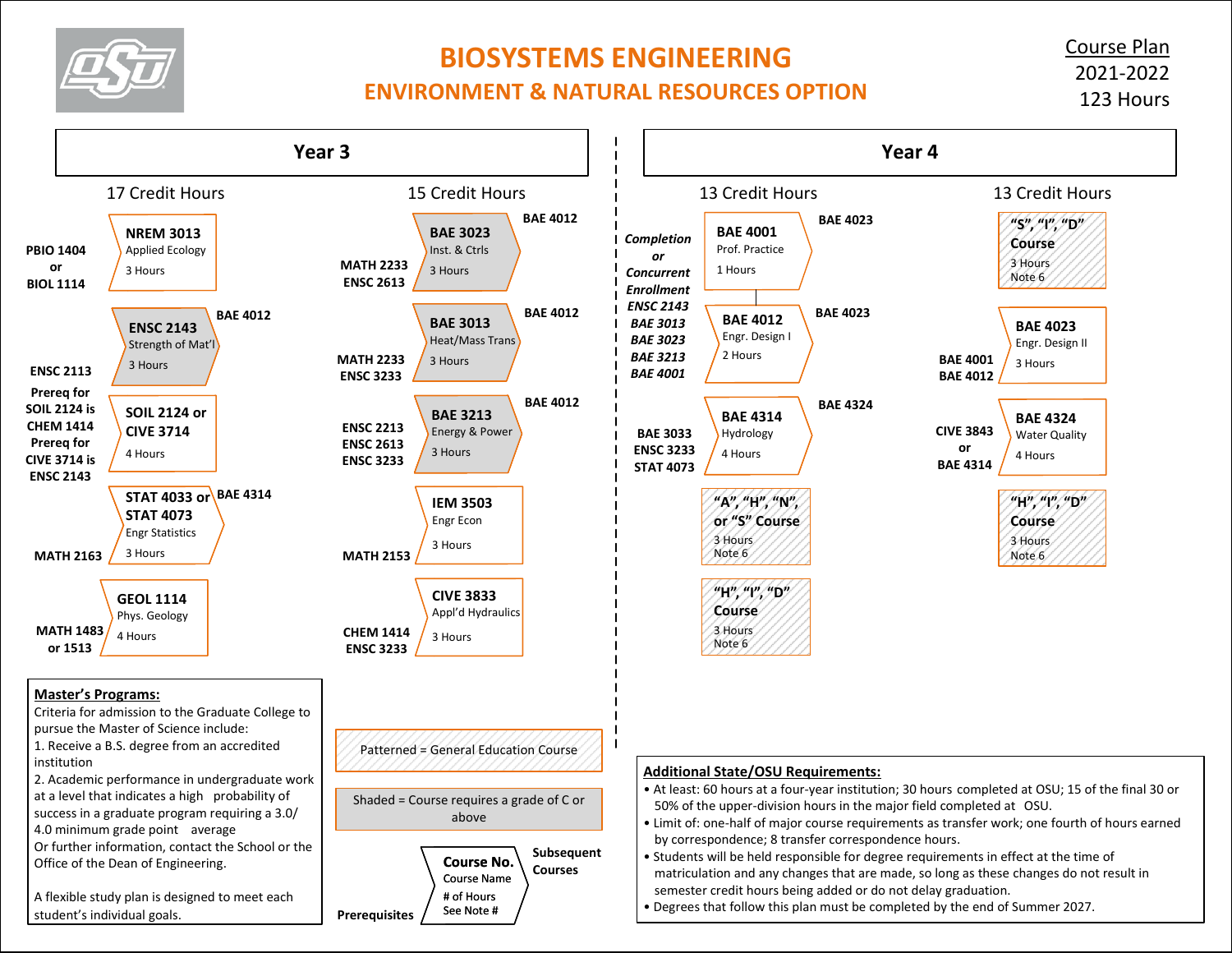# BIOSYSTEMS ENGINEERING

## ENVIRONMENT & NATURAL RESOURCES OPTION

Course Plan
2021-2022
123 Hours

## Year 3

### 17 Credit Hours

| Prerequisites | Course | Subsequent Courses |
|---|---|---|
| PBIO 1404 or BIOL 1114 | **NREM 3013** Applied Ecology, 3 Hours | |
| ENSC 2113 | **ENSC 2143** Strength of Mat'l, 3 Hours (shaded) | BAE 4012 |
| Prereq for SOIL 2124 is CHEM 1414; Prereq for CIVE 3714 is ENSC 2143 | **SOIL 2124 or CIVE 3714**, 4 Hours | |
| MATH 2163 | **STAT 4033 or STAT 4073** Engr Statistics, 3 Hours | BAE 4314 |
| MATH 1483 or 1513 | **GEOL 1114** Phys. Geology, 4 Hours | |

### 15 Credit Hours

| Prerequisites | Course | Subsequent Courses |
|---|---|---|
| MATH 2233, ENSC 2613 | **BAE 3023** Inst. & Ctrls, 3 Hours (shaded) | BAE 4012 |
| MATH 2233, ENSC 3233 | **BAE 3013** Heat/Mass Trans, 3 Hours (shaded) | BAE 4012 |
| ENSC 2213, ENSC 2613, ENSC 3233 | **BAE 3213** Energy & Power, 3 Hours (shaded) | BAE 4012 |
| MATH 2153 | **IEM 3503** Engr Econ, 3 Hours | |
| CHEM 1414, ENSC 3233 | **CIVE 3833** Appl'd Hydraulics, 3 Hours | |

## Year 4

### 13 Credit Hours

| Prerequisites | Course | Subsequent Courses |
|---|---|---|
| | **BAE 4001** Prof. Practice, 1 Hours | BAE 4023 |
| *Completion or Concurrent Enrollment ENSC 2143, BAE 3013, BAE 3023, BAE 3213, BAE 4001* | **BAE 4012** Engr. Design I, 2 Hours | BAE 4023 |
| BAE 3033, ENSC 3233, STAT 4073 | **BAE 4314** Hydrology, 4 Hours | BAE 4324 |
| | **"A", "H", "N", or "S" Course**, 3 Hours, Note 6 (patterned) | |
| | **"H", "I", "D" Course**, 3 Hours, Note 6 (patterned) | |

### 13 Credit Hours

| Prerequisites | Course | Subsequent Courses |
|---|---|---|
| | **"S", "I", "D" Course**, 3 Hours, Note 6 (patterned) | |
| BAE 4001, BAE 4012 | **BAE 4023** Engr. Design II, 3 Hours | |
| CIVE 3843 or BAE 4314 | **BAE 4324** Water Quality, 4 Hours | |
| | **"H", "I", "D" Course**, 3 Hours, Note 6 (patterned) | |

**Master's Programs:**
Criteria for admission to the Graduate College to pursue the Master of Science include:
1. Receive a B.S. degree from an accredited institution
2. Academic performance in undergraduate work at a level that indicates a high probability of success in a graduate program requiring a 3.0/ 4.0 minimum grade point average
Or further information, contact the School or the Office of the Dean of Engineering.

A flexible study plan is designed to meet each student's individual goals.

Patterned = General Education Course

Shaded = Course requires a grade of C or above

Prerequisites — **Course No.** Course Name, # of Hours, See Note # — Subsequent Courses

**Additional State/OSU Requirements:**
- At least: 60 hours at a four-year institution; 30 hours completed at OSU; 15 of the final 30 or 50% of the upper-division hours in the major field completed at OSU.
- Limit of: one-half of major course requirements as transfer work; one fourth of hours earned by correspondence; 8 transfer correspondence hours.
- Students will be held responsible for degree requirements in effect at the time of matriculation and any changes that are made, so long as these changes do not result in semester credit hours being added or do not delay graduation.
- Degrees that follow this plan must be completed by the end of Summer 2027.